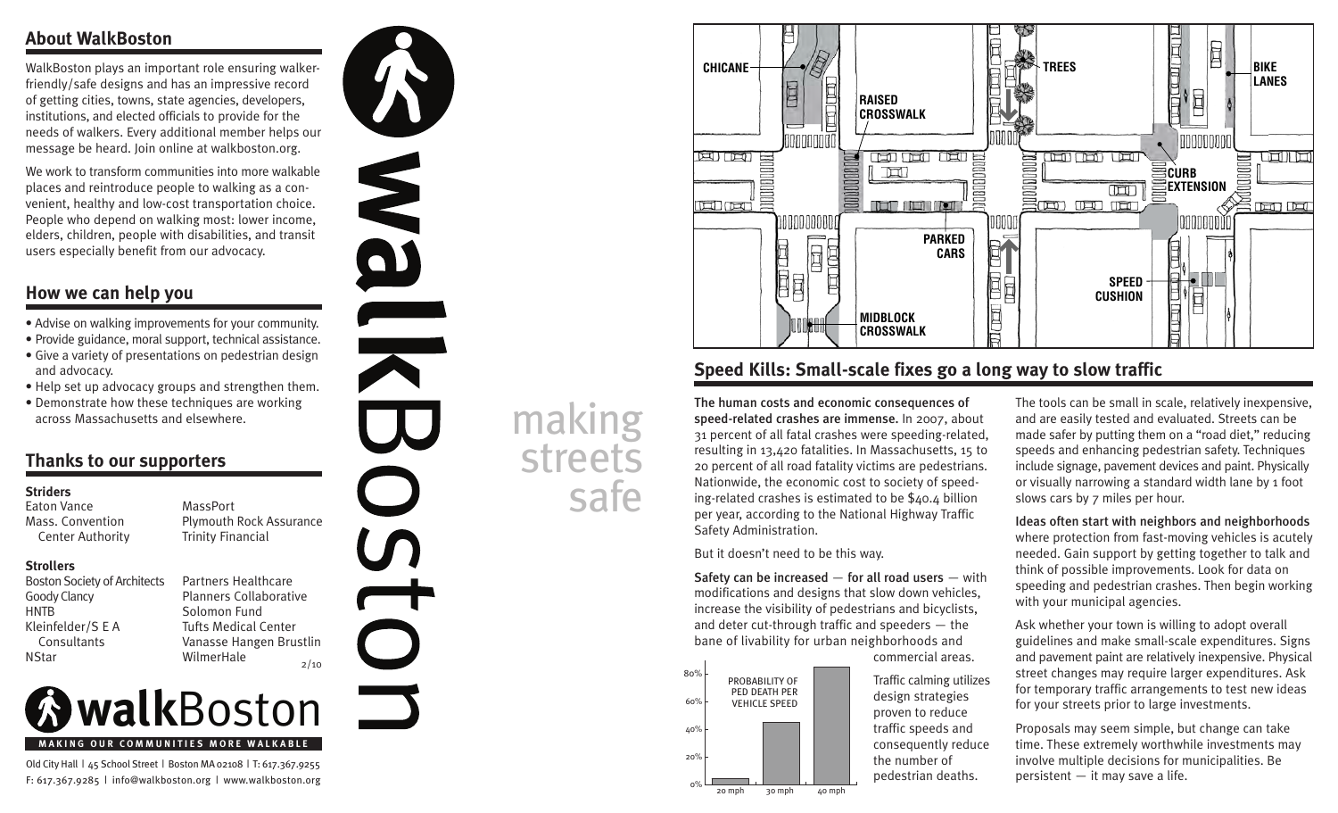## About WalkBoston

WalkBoston plays an important role ensuring walker-friendly/safe designs and has an impressive record of getting cities, towns, state agencies, developers, institutions, and elected officials to provide for the needs of walkers. Every additional member helps our message be heard. Join online at walkboston.org.

We work to transform communities into more walkable places and reintroduce people to walking as a convenient, healthy and low-cost transportation choice. People who depend on walking most: lower income, elders, children, people with disabilities, and transit users especially benefit from our advocacy.

## How we can help you

- Advise on walking improvements for your community.
- Provide guidance, moral support, technical assistance.
- Give a variety of presentations on pedestrian design and advocacy.
- Help set up advocacy groups and strengthen them.
- Demonstrate how these techniques are working across Massachusetts and elsewhere.

## Thanks to our supporters

**Striders**

Eaton Vance
Mass. Convention Center Authority
MassPort
Plymouth Rock Assurance
Trinity Financial

**Strollers**

Boston Society of Architects
Goody Clancy
HNTB
Kleinfelder/S E A Consultants
NStar
Partners Healthcare
Planners Collaborative
Solomon Fund
Tufts Medical Center
Vanasse Hangen Brustlin
WilmerHale

2/10

walkBoston
MAKING OUR COMMUNITIES MORE WALKABLE

Old City Hall | 45 School Street | Boston MA 02108 | T: 617.367.9255
F: 617.367.9285 | info@walkboston.org | www.walkboston.org

walkBoston

making streets safe

CHICANE
RAISED CROSSWALK
TREES
BIKE LANES
CURB EXTENSION
PARKED CARS
SPEED CUSHION
MIDBLOCK CROSSWALK

## Speed Kills: Small-scale fixes go a long way to slow traffic

**The human costs and economic consequences of speed-related crashes are immense.** In 2007, about 31 percent of all fatal crashes were speeding-related, resulting in 13,420 fatalities. In Massachusetts, 15 to 20 percent of all road fatality victims are pedestrians. Nationwide, the economic cost to society of speeding-related crashes is estimated to be $40.4 billion per year, according to the National Highway Traffic Safety Administration.

But it doesn't need to be this way.

**Safety can be increased — for all road users —** with modifications and designs that slow down vehicles, increase the visibility of pedestrians and bicyclists, and deter cut-through traffic and speeders — the bane of livability for urban neighborhoods and commercial areas.

PROBABILITY OF PED DEATH PER VEHICLE SPEED
80%
60%
40%
20%
0%
20 mph
30 mph
40 mph

Traffic calming utilizes design strategies proven to reduce traffic speeds and consequently reduce the number of pedestrian deaths.

The tools can be small in scale, relatively inexpensive, and are easily tested and evaluated. Streets can be made safer by putting them on a "road diet," reducing speeds and enhancing pedestrian safety. Techniques include signage, pavement devices and paint. Physically or visually narrowing a standard width lane by 1 foot slows cars by 7 miles per hour.

**Ideas often start with neighbors and neighborhoods** where protection from fast-moving vehicles is acutely needed. Gain support by getting together to talk and think of possible improvements. Look for data on speeding and pedestrian crashes. Then begin working with your municipal agencies.

Ask whether your town is willing to adopt overall guidelines and make small-scale expenditures. Signs and pavement paint are relatively inexpensive. Physical street changes may require larger expenditures. Ask for temporary traffic arrangements to test new ideas for your streets prior to large investments.

Proposals may seem simple, but change can take time. These extremely worthwhile investments may involve multiple decisions for municipalities. Be persistent — it may save a life.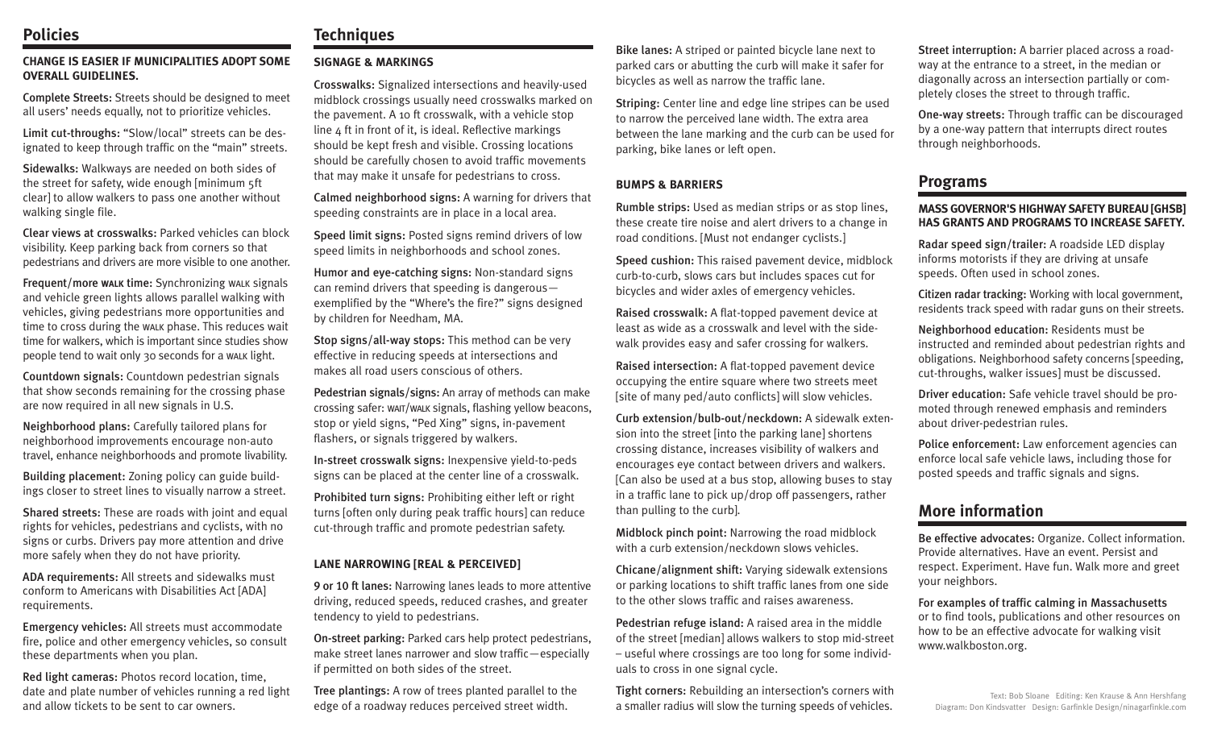## Policies

### CHANGE IS EASIER IF MUNICIPALITIES ADOPT SOME OVERALL GUIDELINES.

**Complete Streets:** Streets should be designed to meet all users' needs equally, not to prioritize vehicles.

**Limit cut-throughs:** "Slow/local" streets can be designated to keep through traffic on the "main" streets.

**Sidewalks:** Walkways are needed on both sides of the street for safety, wide enough [minimum 5ft clear] to allow walkers to pass one another without walking single file.

**Clear views at crosswalks:** Parked vehicles can block visibility. Keep parking back from corners so that pedestrians and drivers are more visible to one another.

**Frequent/more WALK time:** Synchronizing WALK signals and vehicle green lights allows parallel walking with vehicles, giving pedestrians more opportunities and time to cross during the WALK phase. This reduces wait time for walkers, which is important since studies show people tend to wait only 30 seconds for a WALK light.

**Countdown signals:** Countdown pedestrian signals that show seconds remaining for the crossing phase are now required in all new signals in U.S.

**Neighborhood plans:** Carefully tailored plans for neighborhood improvements encourage non-auto travel, enhance neighborhoods and promote livability.

**Building placement:** Zoning policy can guide buildings closer to street lines to visually narrow a street.

**Shared streets:** These are roads with joint and equal rights for vehicles, pedestrians and cyclists, with no signs or curbs. Drivers pay more attention and drive more safely when they do not have priority.

**ADA requirements:** All streets and sidewalks must conform to Americans with Disabilities Act [ADA] requirements.

**Emergency vehicles:** All streets must accommodate fire, police and other emergency vehicles, so consult these departments when you plan.

**Red light cameras:** Photos record location, time, date and plate number of vehicles running a red light and allow tickets to be sent to car owners.

## Techniques

### SIGNAGE & MARKINGS

**Crosswalks:** Signalized intersections and heavily-used midblock crossings usually need crosswalks marked on the pavement. A 10 ft crosswalk, with a vehicle stop line 4 ft in front of it, is ideal. Reflective markings should be kept fresh and visible. Crossing locations should be carefully chosen to avoid traffic movements that may make it unsafe for pedestrians to cross.

**Calmed neighborhood signs:** A warning for drivers that speeding constraints are in place in a local area.

**Speed limit signs:** Posted signs remind drivers of low speed limits in neighborhoods and school zones.

**Humor and eye-catching signs:** Non-standard signs can remind drivers that speeding is dangerous—exemplified by the "Where's the fire?" signs designed by children for Needham, MA.

**Stop signs/all-way stops:** This method can be very effective in reducing speeds at intersections and makes all road users conscious of others.

**Pedestrian signals/signs:** An array of methods can make crossing safer: WAIT/WALK signals, flashing yellow beacons, stop or yield signs, "Ped Xing" signs, in-pavement flashers, or signals triggered by walkers.

**In-street crosswalk signs:** Inexpensive yield-to-peds signs can be placed at the center line of a crosswalk.

**Prohibited turn signs:** Prohibiting either left or right turns [often only during peak traffic hours] can reduce cut-through traffic and promote pedestrian safety.

### LANE NARROWING [REAL & PERCEIVED]

**9 or 10 ft lanes:** Narrowing lanes leads to more attentive driving, reduced speeds, reduced crashes, and greater tendency to yield to pedestrians.

**On-street parking:** Parked cars help protect pedestrians, make street lanes narrower and slow traffic—especially if permitted on both sides of the street.

**Tree plantings:** A row of trees planted parallel to the edge of a roadway reduces perceived street width.

**Bike lanes:** A striped or painted bicycle lane next to parked cars or abutting the curb will make it safer for bicycles as well as narrow the traffic lane.

**Striping:** Center line and edge line stripes can be used to narrow the perceived lane width. The extra area between the lane marking and the curb can be used for parking, bike lanes or left open.

### BUMPS & BARRIERS

**Rumble strips:** Used as median strips or as stop lines, these create tire noise and alert drivers to a change in road conditions. [Must not endanger cyclists.]

**Speed cushion:** This raised pavement device, midblock curb-to-curb, slows cars but includes spaces cut for bicycles and wider axles of emergency vehicles.

**Raised crosswalk:** A flat-topped pavement device at least as wide as a crosswalk and level with the sidewalk provides easy and safer crossing for walkers.

**Raised intersection:** A flat-topped pavement device occupying the entire square where two streets meet [site of many ped/auto conflicts] will slow vehicles.

**Curb extension/bulb-out/neckdown:** A sidewalk extension into the street [into the parking lane] shortens crossing distance, increases visibility of walkers and encourages eye contact between drivers and walkers. [Can also be used at a bus stop, allowing buses to stay in a traffic lane to pick up/drop off passengers, rather than pulling to the curb].

**Midblock pinch point:** Narrowing the road midblock with a curb extension/neckdown slows vehicles.

**Chicane/alignment shift:** Varying sidewalk extensions or parking locations to shift traffic lanes from one side to the other slows traffic and raises awareness.

**Pedestrian refuge island:** A raised area in the middle of the street [median] allows walkers to stop mid-street – useful where crossings are too long for some individuals to cross in one signal cycle.

**Tight corners:** Rebuilding an intersection's corners with a smaller radius will slow the turning speeds of vehicles.

**Street interruption:** A barrier placed across a roadway at the entrance to a street, in the median or diagonally across an intersection partially or completely closes the street to through traffic.

**One-way streets:** Through traffic can be discouraged by a one-way pattern that interrupts direct routes through neighborhoods.

## Programs

### MASS GOVERNOR'S HIGHWAY SAFETY BUREAU [GHSB] HAS GRANTS AND PROGRAMS TO INCREASE SAFETY.

**Radar speed sign/trailer:** A roadside LED display informs motorists if they are driving at unsafe speeds. Often used in school zones.

**Citizen radar tracking:** Working with local government, residents track speed with radar guns on their streets.

**Neighborhood education:** Residents must be instructed and reminded about pedestrian rights and obligations. Neighborhood safety concerns [speeding, cut-throughs, walker issues] must be discussed.

**Driver education:** Safe vehicle travel should be promoted through renewed emphasis and reminders about driver-pedestrian rules.

**Police enforcement:** Law enforcement agencies can enforce local safe vehicle laws, including those for posted speeds and traffic signals and signs.

## More information

**Be effective advocates:** Organize. Collect information. Provide alternatives. Have an event. Persist and respect. Experiment. Have fun. Walk more and greet your neighbors.

**For examples of traffic calming in Massachusetts** or to find tools, publications and other resources on how to be an effective advocate for walking visit www.walkboston.org.

Text: Bob Sloane Editing: Ken Krause & Ann Hershfang
Diagram: Don Kindsvatter Design: Garfinkle Design/ninagarfinkle.com